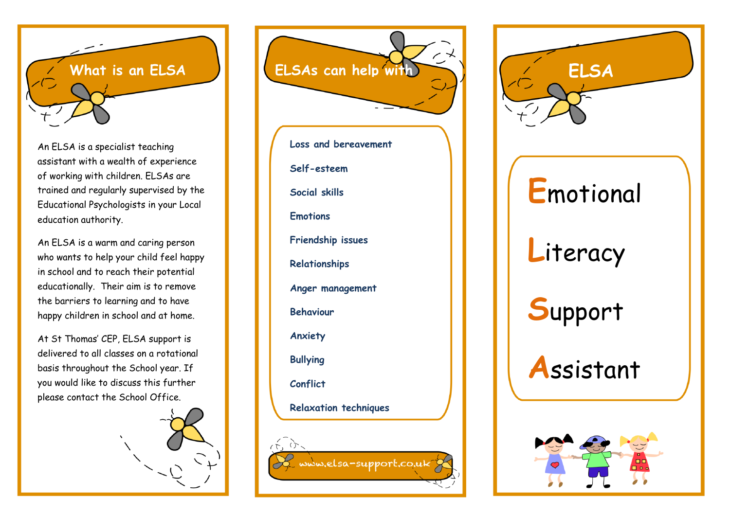## What is an ELSA

An ELSA is a specialist teaching assistant with a wealth of experience of working with children. ELSAs are trained and regularly supervised by the Educational Psychologists in your Local education authority.

An ELSA is a warm and caring person who wants to help your child feel happy in school and to reach their potential educationally. Their aim is to remove the barriers to learning and to have happy children in school and at home.

At St Thomas' CEP, ELSA support is delivered to all classes on a rotational basis throughout the School year. If you would like to discuss this further please contact the School Office.

## ELSAs can help with

- Loss and bereavement
- Self-esteem
- Social skills
- Emotions
- Friendship issues
- Relationships
- Anger management
- Behaviour
- Anxiety
- Bullying
- Conflict
- Relaxation techniques

www.elsa-support.co.uk

## ELSA

**E**motional

**L**iteracy

**S**upport

**A**ssistant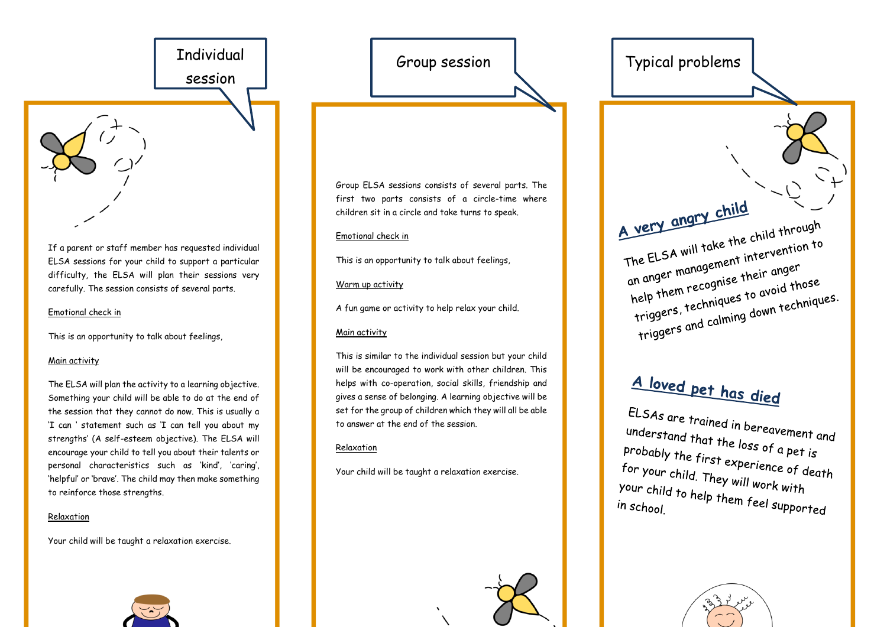## Individual session

If a parent or staff member has requested individual ELSA sessions for your child to support a particular difficulty, the ELSA will plan their sessions very carefully. The session consists of several parts.

Emotional check in

This is an opportunity to talk about feelings,

Main activity

The ELSA will plan the activity to a learning objective. Something your child will be able to do at the end of the session that they cannot do now. This is usually a 'I can ' statement such as 'I can tell you about my strengths' (A self-esteem objective). The ELSA will encourage your child to tell you about their talents or personal characteristics such as 'kind', 'caring', 'helpful' or 'brave'. The child may then make something to reinforce those strengths.

Relaxation

Your child will be taught a relaxation exercise.

## Group session

Group ELSA sessions consists of several parts. The first two parts consists of a circle-time where children sit in a circle and take turns to speak.

Emotional check in

This is an opportunity to talk about feelings,

Warm up activity

A fun game or activity to help relax your child.

Main activity

This is similar to the individual session but your child will be encouraged to work with other children. This helps with co-operation, social skills, friendship and gives a sense of belonging. A learning objective will be set for the group of children which they will all be able to answer at the end of the session.

Relaxation

Your child will be taught a relaxation exercise.

## Typical problems

### A very angry child

The ELSA will take the child through an anger management intervention to help them recognise their anger triggers, techniques to avoid those triggers and calming down techniques.

### A loved pet has died

ELSAs are trained in bereavement and understand that the loss of a pet is probably the first experience of death for your child. They will work with your child to help them feel supported in school.